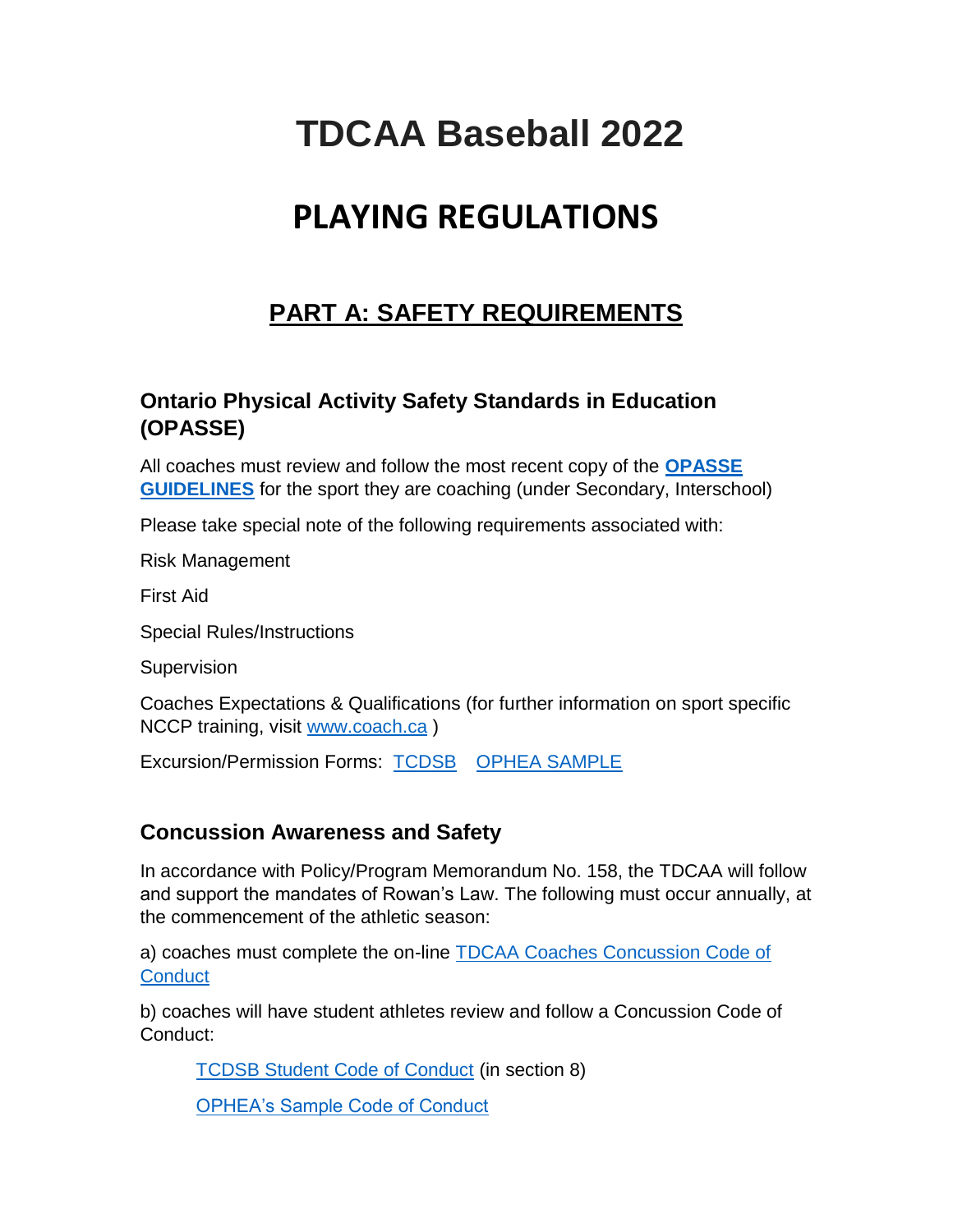# TDCAA Baseball 2022

# PLAYING REGULATIONS

## PART A: SAFETY REQUIREMENTS

### Ontario Physical Activity Safety Standards in Education (OPASSE)

All coaches must review and follow the most recent copy of the **OPASSE GUIDELINES** for the sport they are coaching (under Secondary, Interschool)

Please take special note of the following requirements associated with:

Risk Management

First Aid

Special Rules/Instructions

Supervision

Coaches Expectations & Qualifications (for further information on sport specific NCCP training, visit www.coach.ca )

Excursion/Permission Forms: TCDSB OPHEA SAMPLE

### Concussion Awareness and Safety

In accordance with Policy/Program Memorandum No. 158, the TDCAA will follow and support the mandates of Rowan's Law. The following must occur annually, at the commencement of the athletic season:

a) coaches must complete the on-line TDCAA Coaches Concussion Code of Conduct

b) coaches will have student athletes review and follow a Concussion Code of Conduct:

- TCDSB Student Code of Conduct (in section 8)
- OPHEA's Sample Code of Conduct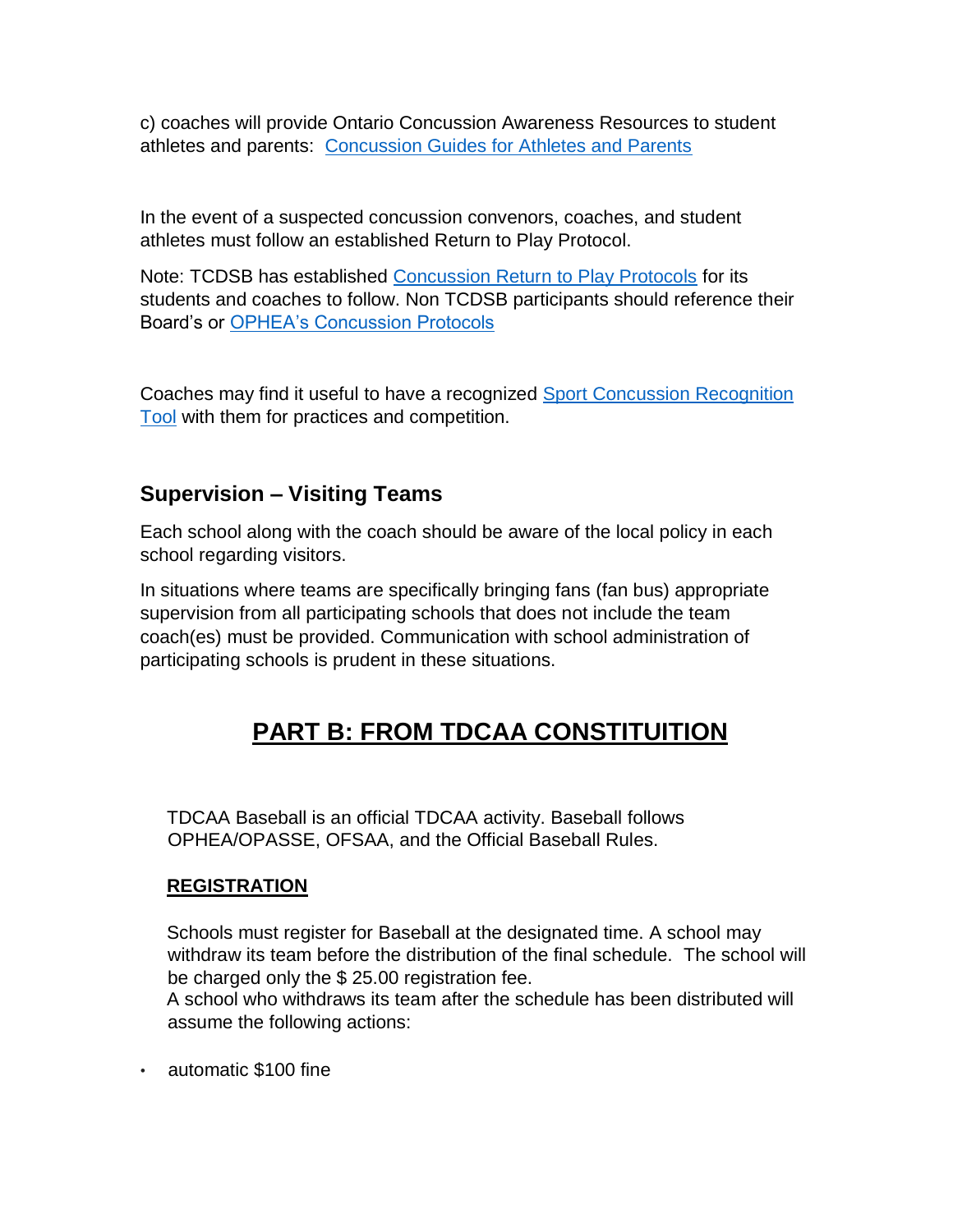c) coaches will provide Ontario Concussion Awareness Resources to student athletes and parents: Concussion Guides for Athletes and Parents

In the event of a suspected concussion convenors, coaches, and student athletes must follow an established Return to Play Protocol.

Note: TCDSB has established Concussion Return to Play Protocols for its students and coaches to follow. Non TCDSB participants should reference their Board's or OPHEA's Concussion Protocols

Coaches may find it useful to have a recognized Sport Concussion Recognition Tool with them for practices and competition.

## Supervision – Visiting Teams

Each school along with the coach should be aware of the local policy in each school regarding visitors.

In situations where teams are specifically bringing fans (fan bus) appropriate supervision from all participating schools that does not include the team coach(es) must be provided. Communication with school administration of participating schools is prudent in these situations.

# PART B: FROM TDCAA CONSTITUITION

TDCAA Baseball is an official TDCAA activity. Baseball follows OPHEA/OPASSE, OFSAA, and the Official Baseball Rules.

**REGISTRATION**

Schools must register for Baseball at the designated time. A school may withdraw its team before the distribution of the final schedule. The school will be charged only the $ 25.00 registration fee.
A school who withdraws its team after the schedule has been distributed will assume the following actions:

- automatic $100 fine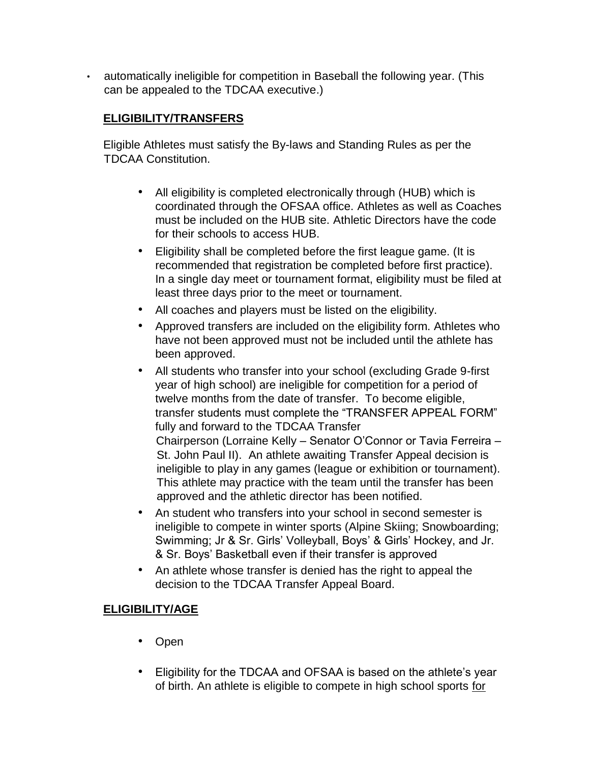- automatically ineligible for competition in Baseball the following year. (This can be appealed to the TDCAA executive.)

**ELIGIBILITY/TRANSFERS**

Eligible Athletes must satisfy the By-laws and Standing Rules as per the TDCAA Constitution.

- All eligibility is completed electronically through (HUB) which is coordinated through the OFSAA office. Athletes as well as Coaches must be included on the HUB site. Athletic Directors have the code for their schools to access HUB.
- Eligibility shall be completed before the first league game. (It is recommended that registration be completed before first practice). In a single day meet or tournament format, eligibility must be filed at least three days prior to the meet or tournament.
- All coaches and players must be listed on the eligibility.
- Approved transfers are included on the eligibility form. Athletes who have not been approved must not be included until the athlete has been approved.
- All students who transfer into your school (excluding Grade 9-first year of high school) are ineligible for competition for a period of twelve months from the date of transfer. To become eligible, transfer students must complete the "TRANSFER APPEAL FORM" fully and forward to the TDCAA Transfer Chairperson (Lorraine Kelly – Senator O'Connor or Tavia Ferreira – St. John Paul II). An athlete awaiting Transfer Appeal decision is ineligible to play in any games (league or exhibition or tournament). This athlete may practice with the team until the transfer has been approved and the athletic director has been notified.
- An student who transfers into your school in second semester is ineligible to compete in winter sports (Alpine Skiing; Snowboarding; Swimming; Jr & Sr. Girls' Volleyball, Boys' & Girls' Hockey, and Jr. & Sr. Boys' Basketball even if their transfer is approved
- An athlete whose transfer is denied has the right to appeal the decision to the TDCAA Transfer Appeal Board.

**ELIGIBILITY/AGE**

- Open
- Eligibility for the TDCAA and OFSAA is based on the athlete's year of birth. An athlete is eligible to compete in high school sports for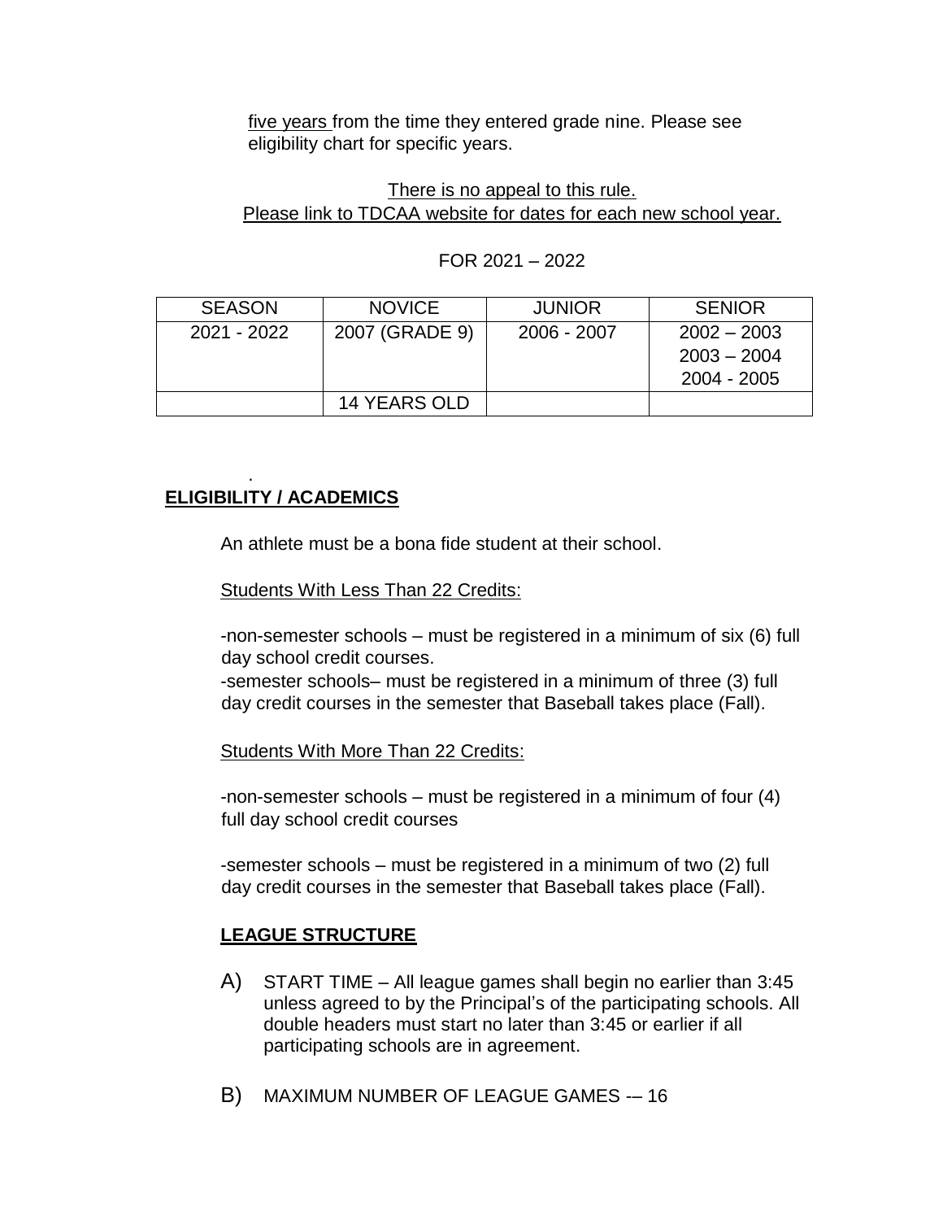five years from the time they entered grade nine. Please see eligibility chart for specific years.

There is no appeal to this rule.
Please link to TDCAA website for dates for each new school year.

FOR 2021 – 2022

| SEASON | NOVICE | JUNIOR | SENIOR |
|---|---|---|---|
| 2021 - 2022 | 2007 (GRADE 9) | 2006 - 2007 | 2002 – 2003<br>2003 – 2004<br>2004 - 2005 |
| | 14 YEARS OLD | | |

.

**ELIGIBILITY / ACADEMICS**

An athlete must be a bona fide student at their school.

Students With Less Than 22 Credits:

-non-semester schools – must be registered in a minimum of six (6) full day school credit courses.
-semester schools– must be registered in a minimum of three (3) full day credit courses in the semester that Baseball takes place (Fall).

Students With More Than 22 Credits:

-non-semester schools – must be registered in a minimum of four (4) full day school credit courses

-semester schools – must be registered in a minimum of two (2) full day credit courses in the semester that Baseball takes place (Fall).

**LEAGUE STRUCTURE**

A) START TIME – All league games shall begin no earlier than 3:45 unless agreed to by the Principal's of the participating schools. All double headers must start no later than 3:45 or earlier if all participating schools are in agreement.

B) MAXIMUM NUMBER OF LEAGUE GAMES -– 16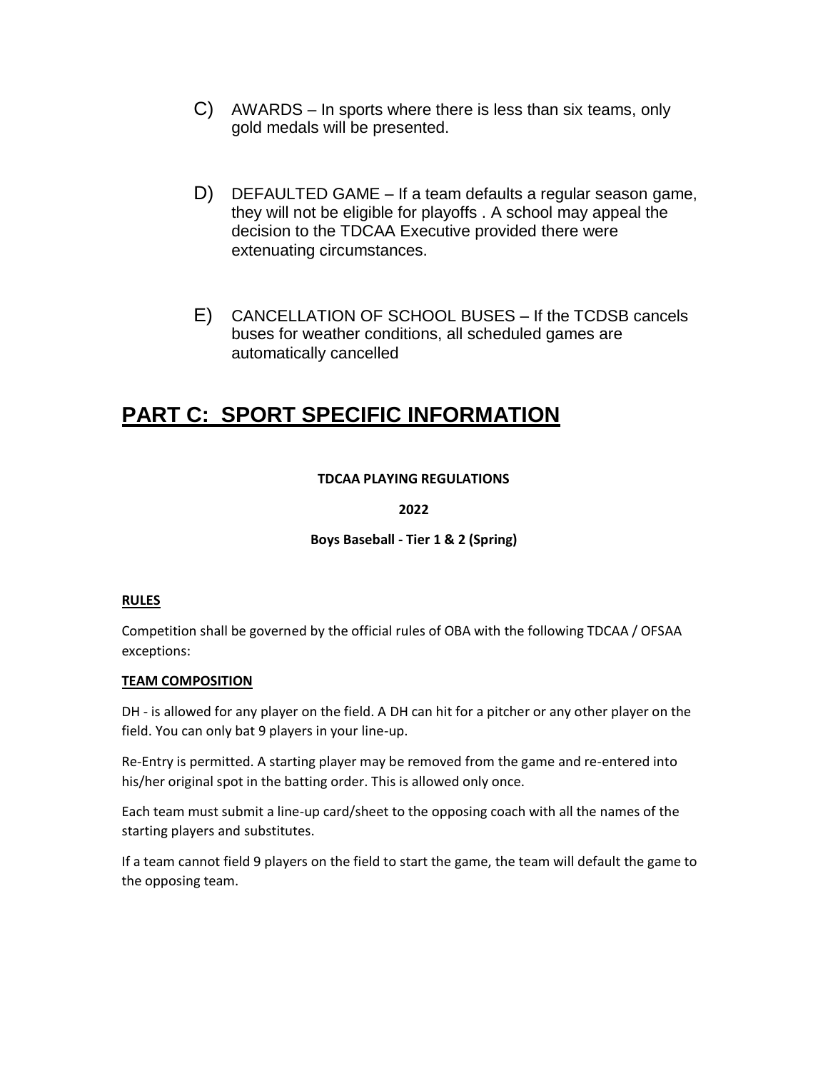C) AWARDS – In sports where there is less than six teams, only gold medals will be presented.

D) DEFAULTED GAME – If a team defaults a regular season game, they will not be eligible for playoffs . A school may appeal the decision to the TDCAA Executive provided there were extenuating circumstances.

E) CANCELLATION OF SCHOOL BUSES – If the TCDSB cancels buses for weather conditions, all scheduled games are automatically cancelled

# PART C: SPORT SPECIFIC INFORMATION

**TDCAA PLAYING REGULATIONS**

**2022**

**Boys Baseball - Tier 1 & 2 (Spring)**

**RULES**

Competition shall be governed by the official rules of OBA with the following TDCAA / OFSAA exceptions:

**TEAM COMPOSITION**

DH - is allowed for any player on the field. A DH can hit for a pitcher or any other player on the field. You can only bat 9 players in your line-up.

Re-Entry is permitted. A starting player may be removed from the game and re-entered into his/her original spot in the batting order. This is allowed only once.

Each team must submit a line-up card/sheet to the opposing coach with all the names of the starting players and substitutes.

If a team cannot field 9 players on the field to start the game, the team will default the game to the opposing team.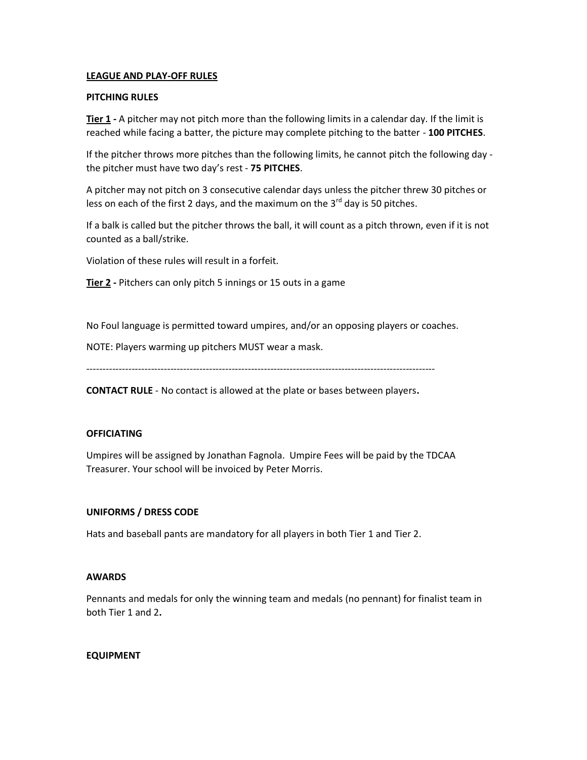**LEAGUE AND PLAY-OFF RULES**

**PITCHING RULES**

**Tier 1 -** A pitcher may not pitch more than the following limits in a calendar day. If the limit is reached while facing a batter, the picture may complete pitching to the batter - **100 PITCHES**.

If the pitcher throws more pitches than the following limits, he cannot pitch the following day - the pitcher must have two day's rest - **75 PITCHES**.

A pitcher may not pitch on 3 consecutive calendar days unless the pitcher threw 30 pitches or less on each of the first 2 days, and the maximum on the 3rd day is 50 pitches.

If a balk is called but the pitcher throws the ball, it will count as a pitch thrown, even if it is not counted as a ball/strike.

Violation of these rules will result in a forfeit.

**Tier 2 -** Pitchers can only pitch 5 innings or 15 outs in a game

No Foul language is permitted toward umpires, and/or an opposing players or coaches.

NOTE: Players warming up pitchers MUST wear a mask.

---

**CONTACT RULE** - No contact is allowed at the plate or bases between players**.**

**OFFICIATING**

Umpires will be assigned by Jonathan Fagnola. Umpire Fees will be paid by the TDCAA Treasurer. Your school will be invoiced by Peter Morris.

**UNIFORMS / DRESS CODE**

Hats and baseball pants are mandatory for all players in both Tier 1 and Tier 2.

**AWARDS**

Pennants and medals for only the winning team and medals (no pennant) for finalist team in both Tier 1 and 2**.**

**EQUIPMENT**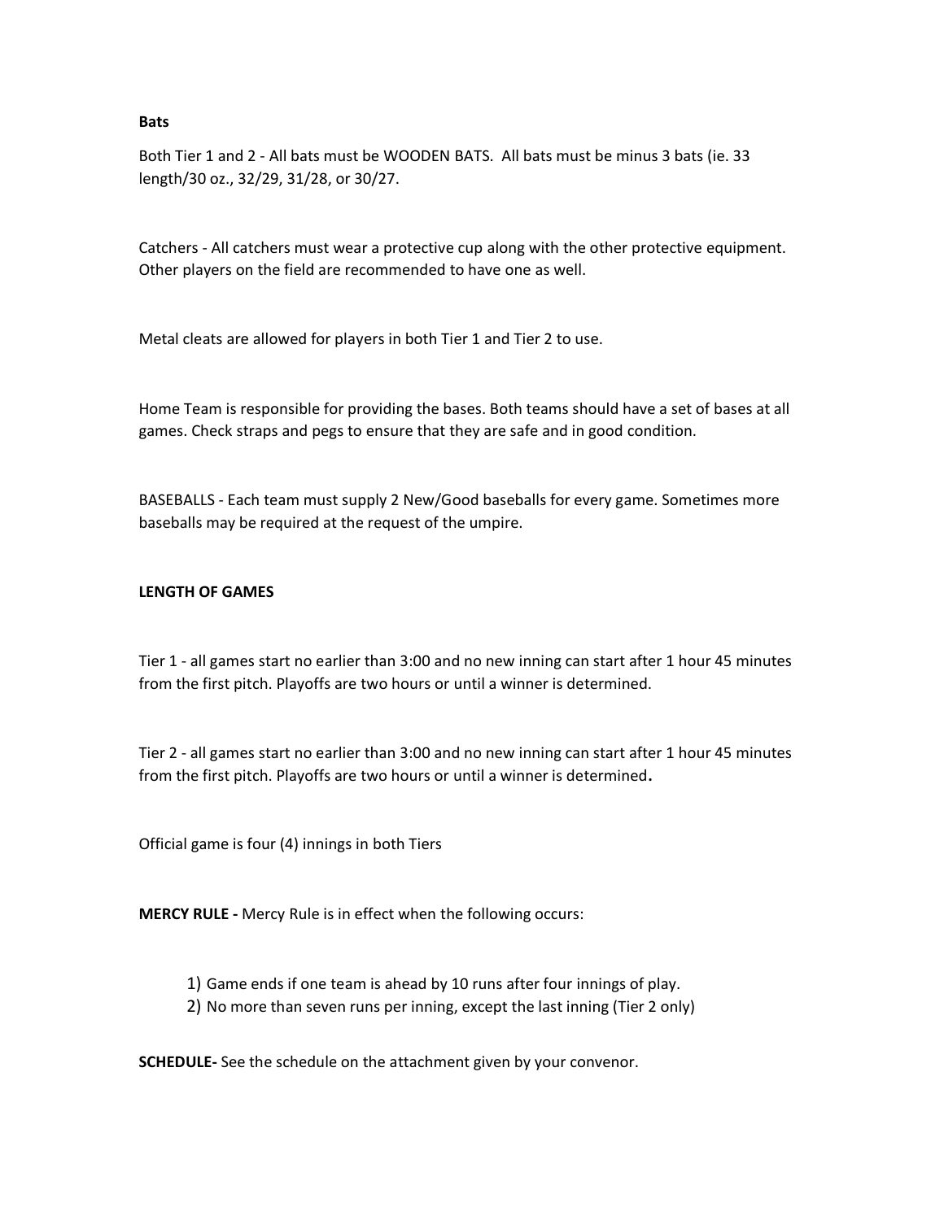**Bats**

Both Tier 1 and 2 - All bats must be WOODEN BATS. All bats must be minus 3 bats (ie. 33 length/30 oz., 32/29, 31/28, or 30/27.

Catchers - All catchers must wear a protective cup along with the other protective equipment. Other players on the field are recommended to have one as well.

Metal cleats are allowed for players in both Tier 1 and Tier 2 to use.

Home Team is responsible for providing the bases. Both teams should have a set of bases at all games. Check straps and pegs to ensure that they are safe and in good condition.

BASEBALLS - Each team must supply 2 New/Good baseballs for every game. Sometimes more baseballs may be required at the request of the umpire.

**LENGTH OF GAMES**

Tier 1 - all games start no earlier than 3:00 and no new inning can start after 1 hour 45 minutes from the first pitch. Playoffs are two hours or until a winner is determined.

Tier 2 - all games start no earlier than 3:00 and no new inning can start after 1 hour 45 minutes from the first pitch. Playoffs are two hours or until a winner is determined.

Official game is four (4) innings in both Tiers

**MERCY RULE -** Mercy Rule is in effect when the following occurs:

1) Game ends if one team is ahead by 10 runs after four innings of play.
2) No more than seven runs per inning, except the last inning (Tier 2 only)

**SCHEDULE-** See the schedule on the attachment given by your convenor.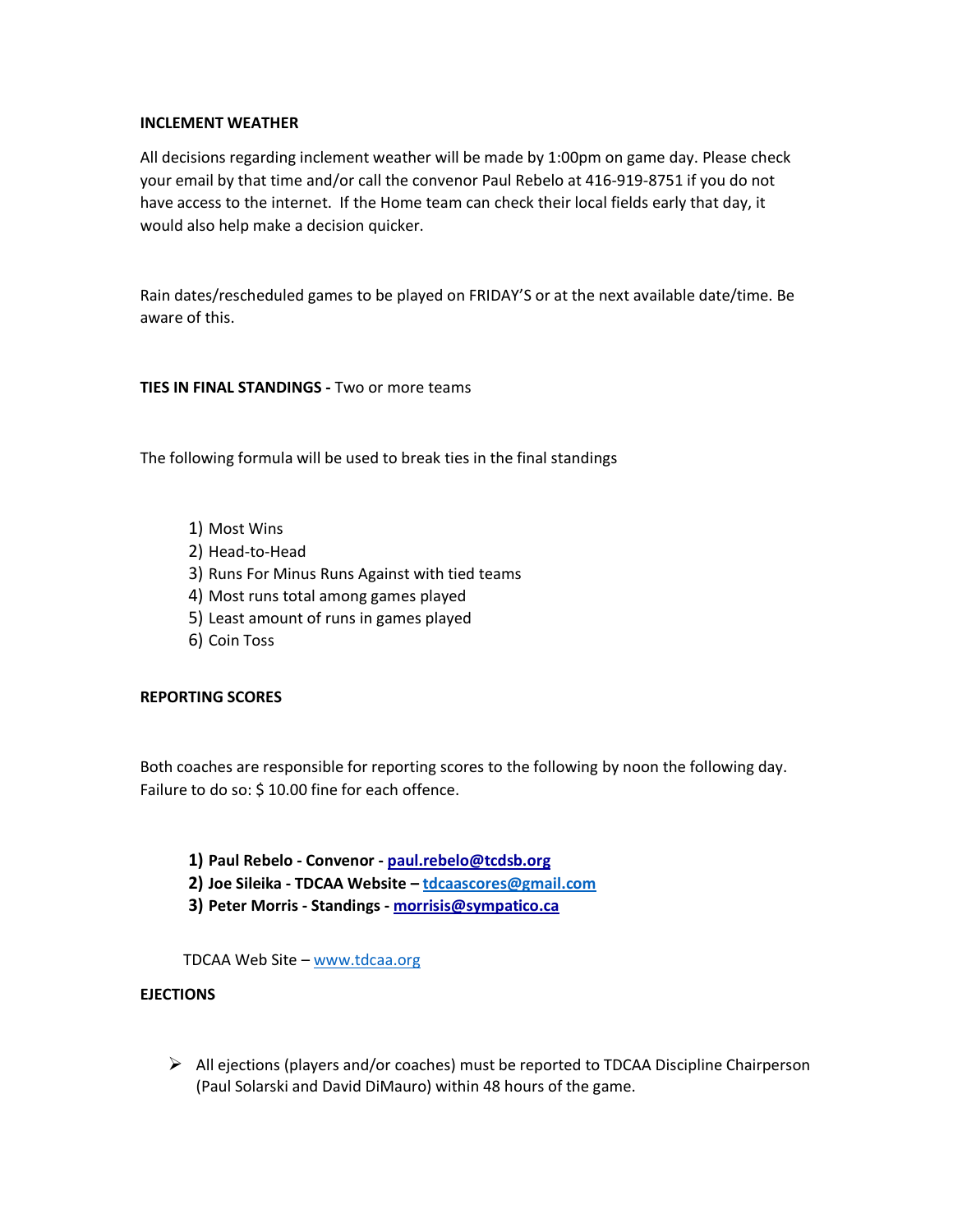**INCLEMENT WEATHER**

All decisions regarding inclement weather will be made by 1:00pm on game day. Please check your email by that time and/or call the convenor Paul Rebelo at 416-919-8751 if you do not have access to the internet. If the Home team can check their local fields early that day, it would also help make a decision quicker.

Rain dates/rescheduled games to be played on FRIDAY'S or at the next available date/time. Be aware of this.

**TIES IN FINAL STANDINGS -** Two or more teams

The following formula will be used to break ties in the final standings

1) Most Wins
2) Head-to-Head
3) Runs For Minus Runs Against with tied teams
4) Most runs total among games played
5) Least amount of runs in games played
6) Coin Toss

**REPORTING SCORES**

Both coaches are responsible for reporting scores to the following by noon the following day. Failure to do so: $ 10.00 fine for each offence.

1) **Paul Rebelo - Convenor - paul.rebelo@tcdsb.org**
2) **Joe Sileika - TDCAA Website – tdcaascores@gmail.com**
3) **Peter Morris - Standings - morrisis@sympatico.ca**

TDCAA Web Site – www.tdcaa.org

**EJECTIONS**

- All ejections (players and/or coaches) must be reported to TDCAA Discipline Chairperson (Paul Solarski and David DiMauro) within 48 hours of the game.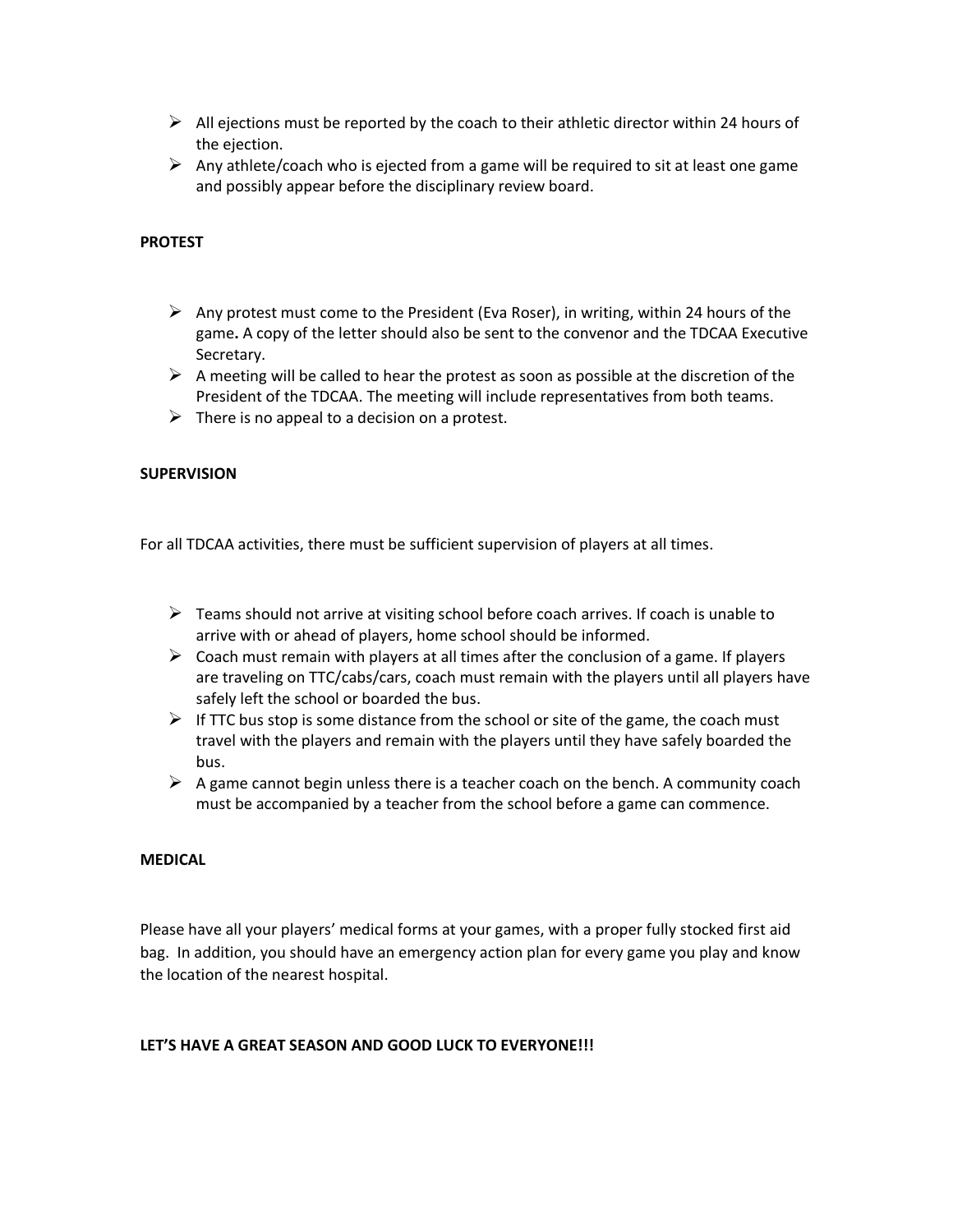- All ejections must be reported by the coach to their athletic director within 24 hours of the ejection.
- Any athlete/coach who is ejected from a game will be required to sit at least one game and possibly appear before the disciplinary review board.

**PROTEST**

- Any protest must come to the President (Eva Roser), in writing, within 24 hours of the game**.** A copy of the letter should also be sent to the convenor and the TDCAA Executive Secretary.
- A meeting will be called to hear the protest as soon as possible at the discretion of the President of the TDCAA. The meeting will include representatives from both teams.
- There is no appeal to a decision on a protest.

**SUPERVISION**

For all TDCAA activities, there must be sufficient supervision of players at all times.

- Teams should not arrive at visiting school before coach arrives. If coach is unable to arrive with or ahead of players, home school should be informed.
- Coach must remain with players at all times after the conclusion of a game. If players are traveling on TTC/cabs/cars, coach must remain with the players until all players have safely left the school or boarded the bus.
- If TTC bus stop is some distance from the school or site of the game, the coach must travel with the players and remain with the players until they have safely boarded the bus.
- A game cannot begin unless there is a teacher coach on the bench. A community coach must be accompanied by a teacher from the school before a game can commence.

**MEDICAL**

Please have all your players' medical forms at your games, with a proper fully stocked first aid bag. In addition, you should have an emergency action plan for every game you play and know the location of the nearest hospital.

**LET'S HAVE A GREAT SEASON AND GOOD LUCK TO EVERYONE!!!**